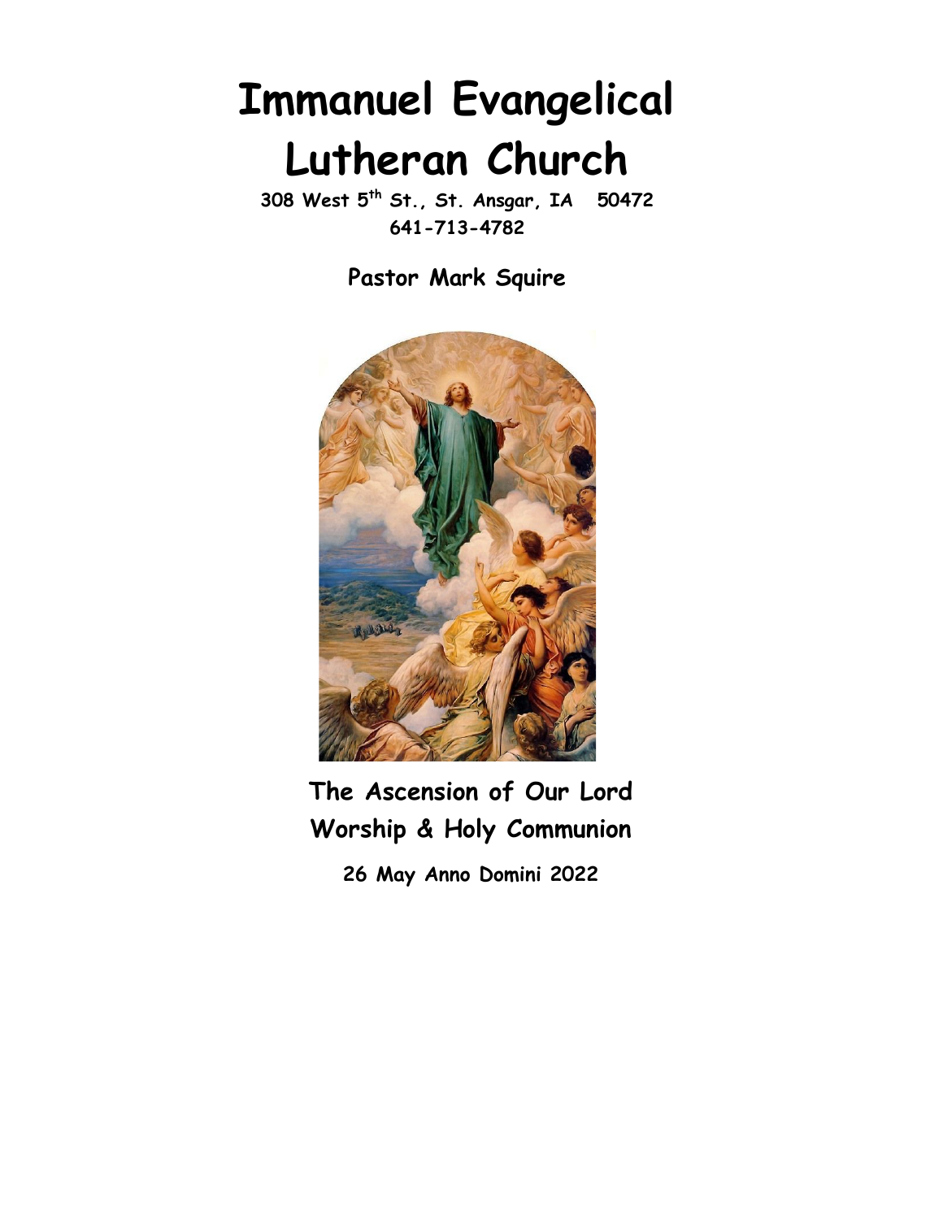# Immanuel Evangelical Lutheran Church

**308 West 5th St., St. Ansgar, IA 50472**
**641-713-4782**

**Pastor Mark Squire**

## The Ascension of Our Lord
## Worship & Holy Communion

**26 May Anno Domini 2022**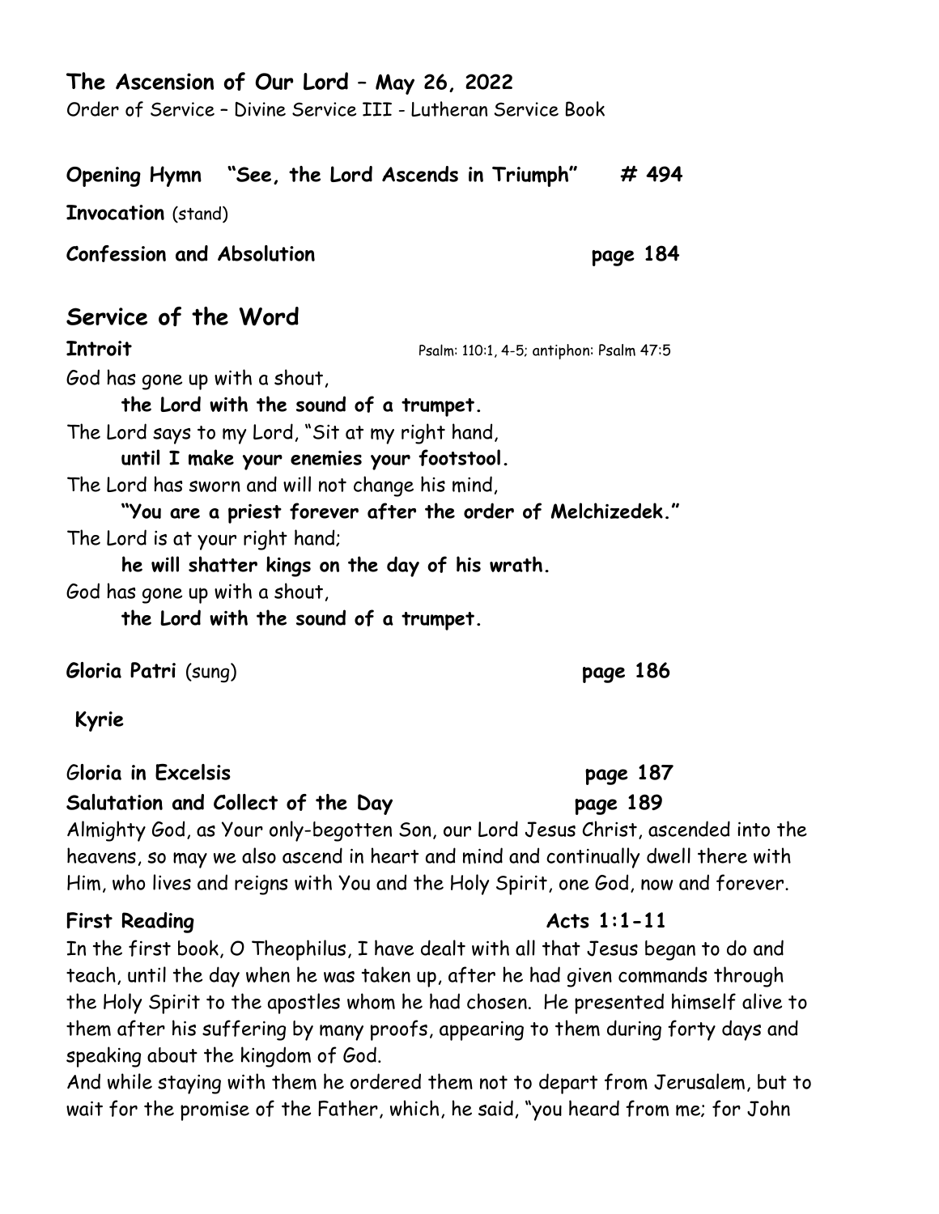## The Ascension of Our Lord – May 26, 2022

Order of Service – Divine Service III - Lutheran Service Book

**Opening Hymn "See, the Lord Ascends in Triumph" # 494**

**Invocation** (stand)

**Confession and Absolution page 184**

## Service of the Word

**Introit** Psalm: 110:1, 4-5; antiphon: Psalm 47:5

God has gone up with a shout,
**the Lord with the sound of a trumpet.**
The Lord says to my Lord, "Sit at my right hand,
**until I make your enemies your footstool.**
The Lord has sworn and will not change his mind,
**"You are a priest forever after the order of Melchizedek."**
The Lord is at your right hand;
**he will shatter kings on the day of his wrath.**
God has gone up with a shout,
**the Lord with the sound of a trumpet.**

**Gloria Patri** (sung) **page 186**

**Kyrie**

**Gloria in Excelsis page 187**

**Salutation and Collect of the Day page 189**

Almighty God, as Your only-begotten Son, our Lord Jesus Christ, ascended into the heavens, so may we also ascend in heart and mind and continually dwell there with Him, who lives and reigns with You and the Holy Spirit, one God, now and forever.

**First Reading Acts 1:1-11**

In the first book, O Theophilus, I have dealt with all that Jesus began to do and teach, until the day when he was taken up, after he had given commands through the Holy Spirit to the apostles whom he had chosen. He presented himself alive to them after his suffering by many proofs, appearing to them during forty days and speaking about the kingdom of God.

And while staying with them he ordered them not to depart from Jerusalem, but to wait for the promise of the Father, which, he said, "you heard from me; for John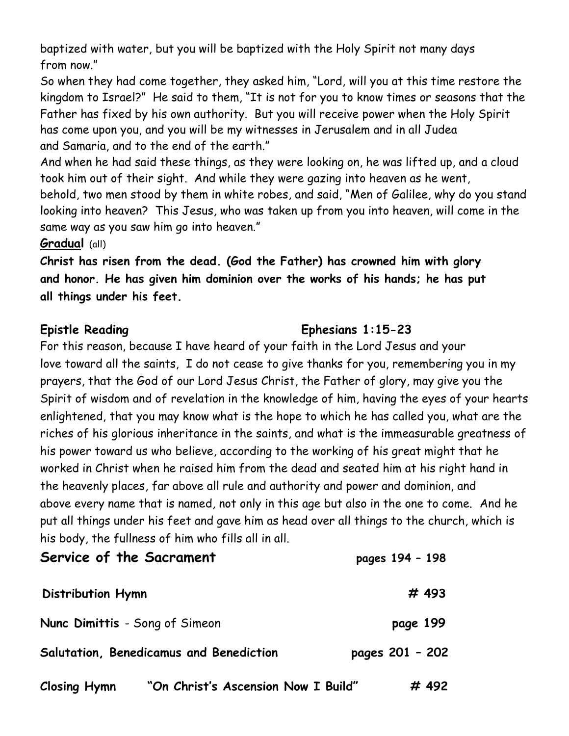baptized with water, but you will be baptized with the Holy Spirit not many days from now."

So when they had come together, they asked him, "Lord, will you at this time restore the kingdom to Israel?" He said to them, "It is not for you to know times or seasons that the Father has fixed by his own authority. But you will receive power when the Holy Spirit has come upon you, and you will be my witnesses in Jerusalem and in all Judea and Samaria, and to the end of the earth."

And when he had said these things, as they were looking on, he was lifted up, and a cloud took him out of their sight. And while they were gazing into heaven as he went, behold, two men stood by them in white robes, and said, "Men of Galilee, why do you stand looking into heaven? This Jesus, who was taken up from you into heaven, will come in the same way as you saw him go into heaven."

**Gradual** (all)

**Christ has risen from the dead. (God the Father) has crowned him with glory and honor. He has given him dominion over the works of his hands; he has put all things under his feet.**

**Epistle Reading** **Ephesians 1:15-23**

For this reason, because I have heard of your faith in the Lord Jesus and your love toward all the saints, I do not cease to give thanks for you, remembering you in my prayers, that the God of our Lord Jesus Christ, the Father of glory, may give you the Spirit of wisdom and of revelation in the knowledge of him, having the eyes of your hearts enlightened, that you may know what is the hope to which he has called you, what are the riches of his glorious inheritance in the saints, and what is the immeasurable greatness of his power toward us who believe, according to the working of his great might that he worked in Christ when he raised him from the dead and seated him at his right hand in the heavenly places, far above all rule and authority and power and dominion, and above every name that is named, not only in this age but also in the one to come. And he put all things under his feet and gave him as head over all things to the church, which is his body, the fullness of him who fills all in all.

## Service of the Sacrament — pages 194 – 198

**Distribution Hymn** — **# 493**

**Nunc Dimittis** - Song of Simeon — **page 199**

**Salutation, Benedicamus and Benediction** — **pages 201 – 202**

**Closing Hymn** **"On Christ's Ascension Now I Build"** — **# 492**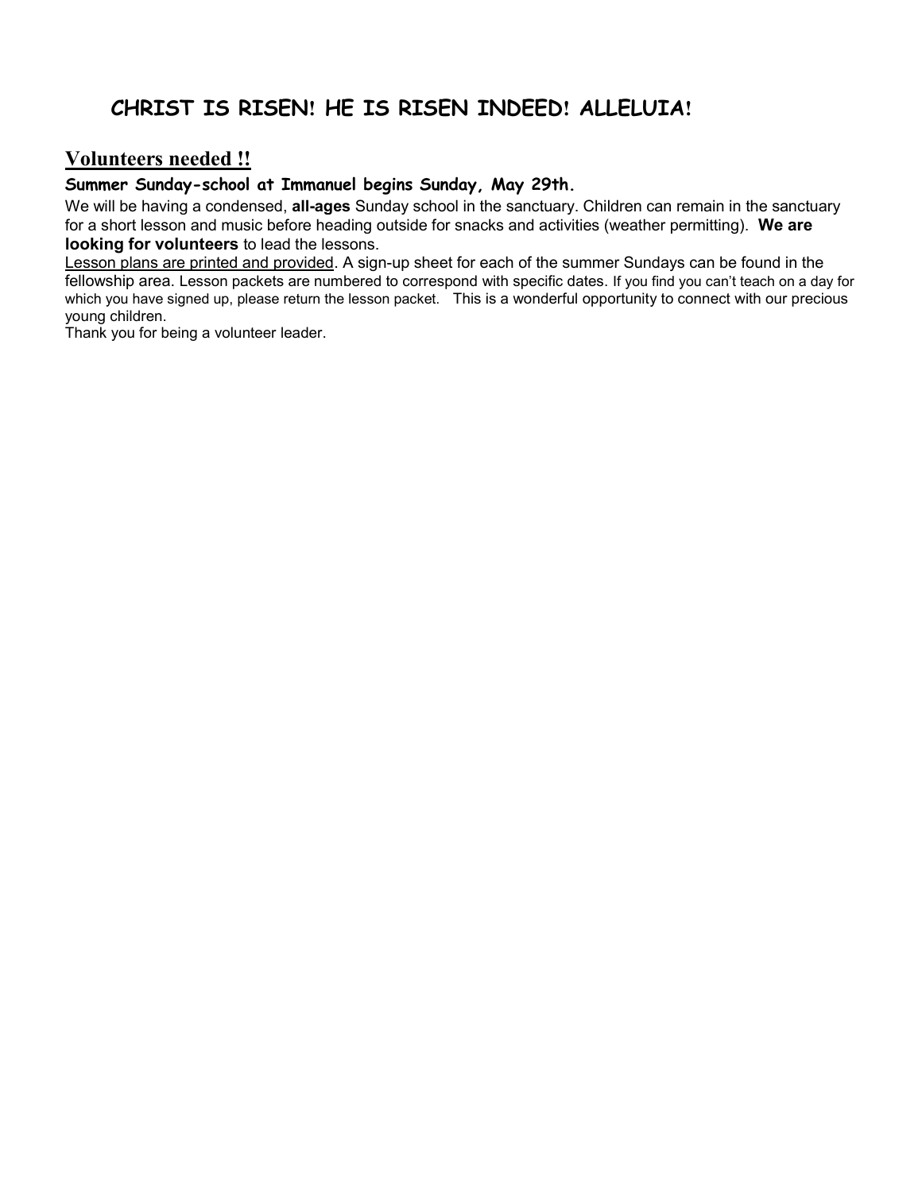## CHRIST IS RISEN! HE IS RISEN INDEED! ALLELUIA!

## Volunteers needed !!

### Summer Sunday-school at Immanuel begins Sunday, May 29th.

We will be having a condensed, **all-ages** Sunday school in the sanctuary. Children can remain in the sanctuary for a short lesson and music before heading outside for snacks and activities (weather permitting). **We are looking for volunteers** to lead the lessons.

Lesson plans are printed and provided. A sign-up sheet for each of the summer Sundays can be found in the fellowship area. Lesson packets are numbered to correspond with specific dates. If you find you can't teach on a day for which you have signed up, please return the lesson packet. This is a wonderful opportunity to connect with our precious young children.

Thank you for being a volunteer leader.